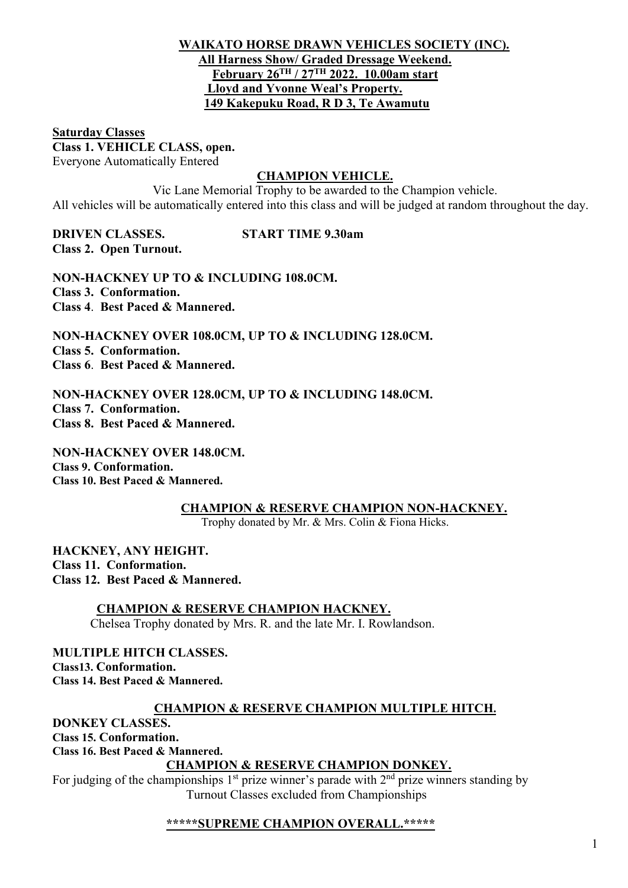# WAIKATO HORSE DRAWN VEHICLES SOCIETY (INC).

**All Harness Show/ Graded Dressage Weekend.**
**February 26TH / 27TH 2022. 10.00am start**
**Lloyd and Yvonne Weal's Property.**
**149 Kakepuku Road, R D 3, Te Awamutu**

## Saturday Classes

**Class 1. VEHICLE CLASS, open.**
Everyone Automatically Entered

### CHAMPION VEHICLE.

Vic Lane Memorial Trophy to be awarded to the Champion vehicle.
All vehicles will be automatically entered into this class and will be judged at random throughout the day.

**DRIVEN CLASSES.** **START TIME 9.30am**
**Class 2. Open Turnout.**

**NON-HACKNEY UP TO & INCLUDING 108.0CM.**
**Class 3. Conformation.**
**Class 4. Best Paced & Mannered.**

**NON-HACKNEY OVER 108.0CM, UP TO & INCLUDING 128.0CM.**
**Class 5. Conformation.**
**Class 6. Best Paced & Mannered.**

**NON-HACKNEY OVER 128.0CM, UP TO & INCLUDING 148.0CM.**
**Class 7. Conformation.**
**Class 8. Best Paced & Mannered.**

**NON-HACKNEY OVER 148.0CM.**
**Class 9. Conformation.**
**Class 10. Best Paced & Mannered.**

### CHAMPION & RESERVE CHAMPION NON-HACKNEY.

Trophy donated by Mr. & Mrs. Colin & Fiona Hicks.

**HACKNEY, ANY HEIGHT.**
**Class 11. Conformation.**
**Class 12. Best Paced & Mannered.**

### CHAMPION & RESERVE CHAMPION HACKNEY.

Chelsea Trophy donated by Mrs. R. and the late Mr. I. Rowlandson.

**MULTIPLE HITCH CLASSES.**
**Class13. Conformation.**
**Class 14. Best Paced & Mannered.**

### CHAMPION & RESERVE CHAMPION MULTIPLE HITCH.

**DONKEY CLASSES.**
**Class 15. Conformation.**
**Class 16. Best Paced & Mannered.**

### CHAMPION & RESERVE CHAMPION DONKEY.

For judging of the championships 1st prize winner's parade with 2nd prize winners standing by
Turnout Classes excluded from Championships

### *****SUPREME CHAMPION OVERALL.*****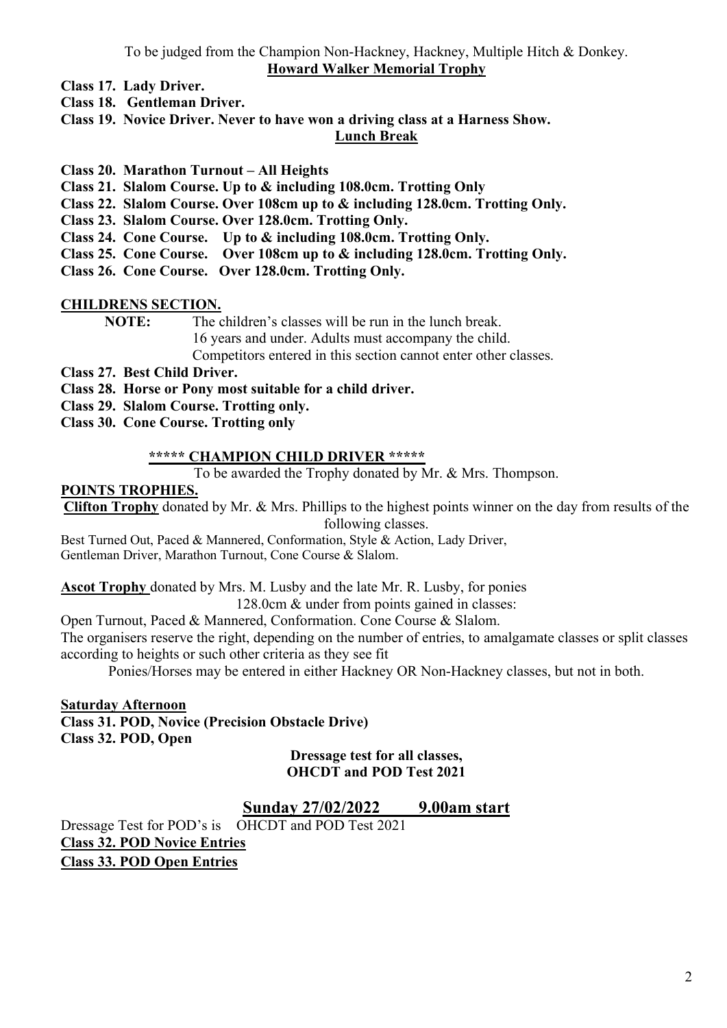To be judged from the Champion Non-Hackney, Hackney, Multiple Hitch & Donkey.

**Howard Walker Memorial Trophy**

**Class 17. Lady Driver.**

**Class 18. Gentleman Driver.**

**Class 19. Novice Driver. Never to have won a driving class at a Harness Show.**

**Lunch Break**

**Class 20. Marathon Turnout – All Heights**

**Class 21. Slalom Course. Up to & including 108.0cm. Trotting Only**

**Class 22. Slalom Course. Over 108cm up to & including 128.0cm. Trotting Only.**

**Class 23. Slalom Course. Over 128.0cm. Trotting Only.**

**Class 24. Cone Course. Up to & including 108.0cm. Trotting Only.**

**Class 25. Cone Course. Over 108cm up to & including 128.0cm. Trotting Only.**

**Class 26. Cone Course. Over 128.0cm. Trotting Only.**

**CHILDRENS SECTION.**

**NOTE:** The children's classes will be run in the lunch break.
16 years and under. Adults must accompany the child.
Competitors entered in this section cannot enter other classes.

**Class 27. Best Child Driver.**

**Class 28. Horse or Pony most suitable for a child driver.**

**Class 29. Slalom Course. Trotting only.**

**Class 30. Cone Course. Trotting only**

**\*\*\*\*\* CHAMPION CHILD DRIVER \*\*\*\*\***

To be awarded the Trophy donated by Mr. & Mrs. Thompson.

**POINTS TROPHIES.**

**Clifton Trophy** donated by Mr. & Mrs. Phillips to the highest points winner on the day from results of the following classes.

Best Turned Out, Paced & Mannered, Conformation, Style & Action, Lady Driver, Gentleman Driver, Marathon Turnout, Cone Course & Slalom.

**Ascot Trophy** donated by Mrs. M. Lusby and the late Mr. R. Lusby, for ponies 128.0cm & under from points gained in classes:

Open Turnout, Paced & Mannered, Conformation. Cone Course & Slalom.

The organisers reserve the right, depending on the number of entries, to amalgamate classes or split classes according to heights or such other criteria as they see fit

Ponies/Horses may be entered in either Hackney OR Non-Hackney classes, but not in both.

**Saturday Afternoon**

**Class 31. POD, Novice (Precision Obstacle Drive)**

**Class 32. POD, Open**

**Dressage test for all classes,**
**OHCDT and POD Test 2021**

## Sunday 27/02/2022 9.00am start

Dressage Test for POD's is OHCDT and POD Test 2021

**Class 32. POD Novice Entries**

**Class 33. POD Open Entries**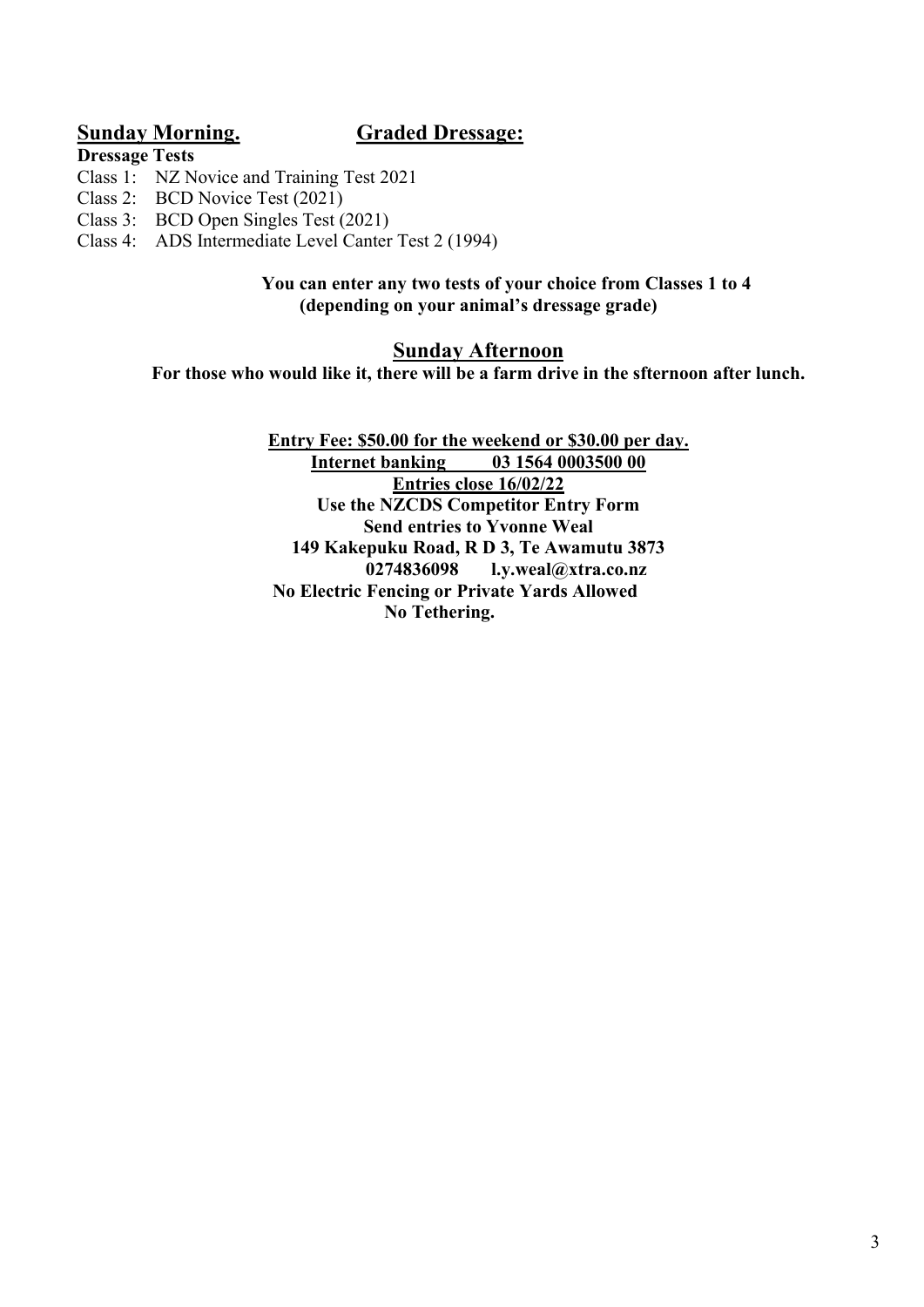## Sunday Morning. Graded Dressage:

**Dressage Tests**

Class 1: NZ Novice and Training Test 2021
Class 2: BCD Novice Test (2021)
Class 3: BCD Open Singles Test (2021)
Class 4: ADS Intermediate Level Canter Test 2 (1994)

**You can enter any two tests of your choice from Classes 1 to 4 (depending on your animal's dressage grade)**

## Sunday Afternoon

**For those who would like it, there will be a farm drive in the sfternoon after lunch.**

**Entry Fee: $50.00 for the weekend or $30.00 per day.**
**Internet banking 03 1564 0003500 00**
**Entries close 16/02/22**
**Use the NZCDS Competitor Entry Form**
**Send entries to Yvonne Weal**
**149 Kakepuku Road, R D 3, Te Awamutu 3873**
**0274836098 l.y.weal@xtra.co.nz**
**No Electric Fencing or Private Yards Allowed**
**No Tethering.**